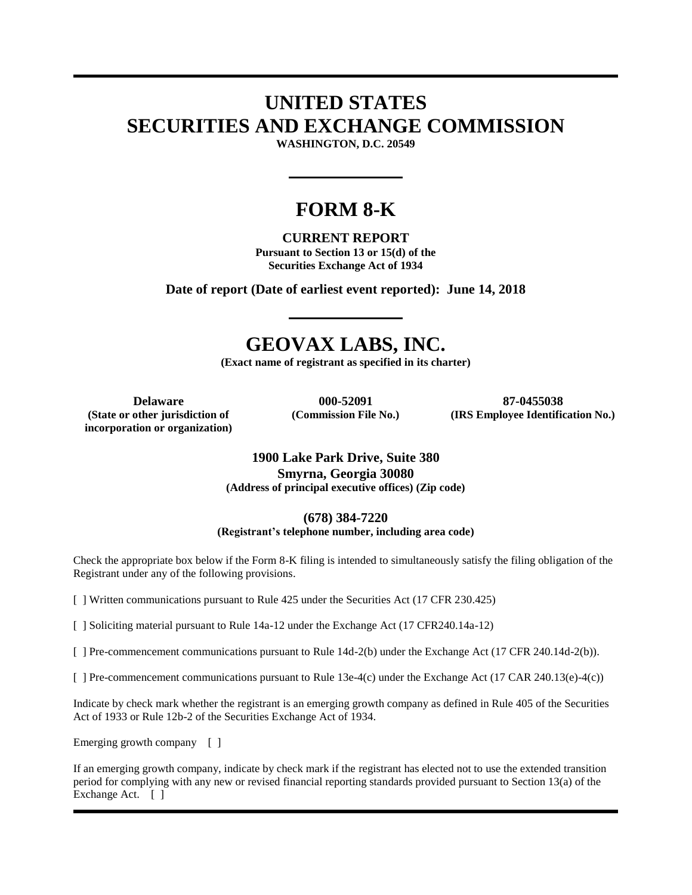# UNITED STATES
# SECURITIES AND EXCHANGE COMMISSION

**WASHINGTON, D.C. 20549**

---

# FORM 8-K

**CURRENT REPORT**
**Pursuant to Section 13 or 15(d) of the**
**Securities Exchange Act of 1934**

**Date of report (Date of earliest event reported): June 14, 2018**

---

# GEOVAX LABS, INC.

**(Exact name of registrant as specified in its charter)**

| **Delaware** | **000-52091** | **87-0455038** |
|---|---|---|
| **(State or other jurisdiction of incorporation or organization)** | **(Commission File No.)** | **(IRS Employee Identification No.)** |

**1900 Lake Park Drive, Suite 380**
**Smyrna, Georgia 30080**
**(Address of principal executive offices) (Zip code)**

**(678) 384-7220**
**(Registrant's telephone number, including area code)**

Check the appropriate box below if the Form 8-K filing is intended to simultaneously satisfy the filing obligation of the Registrant under any of the following provisions.

[ ] Written communications pursuant to Rule 425 under the Securities Act (17 CFR 230.425)

[ ] Soliciting material pursuant to Rule 14a-12 under the Exchange Act (17 CFR240.14a-12)

[ ] Pre-commencement communications pursuant to Rule 14d-2(b) under the Exchange Act (17 CFR 240.14d-2(b)).

[ ] Pre-commencement communications pursuant to Rule 13e-4(c) under the Exchange Act (17 CAR 240.13(e)-4(c))

Indicate by check mark whether the registrant is an emerging growth company as defined in Rule 405 of the Securities Act of 1933 or Rule 12b-2 of the Securities Exchange Act of 1934.

Emerging growth company [ ]

If an emerging growth company, indicate by check mark if the registrant has elected not to use the extended transition period for complying with any new or revised financial reporting standards provided pursuant to Section 13(a) of the Exchange Act. [ ]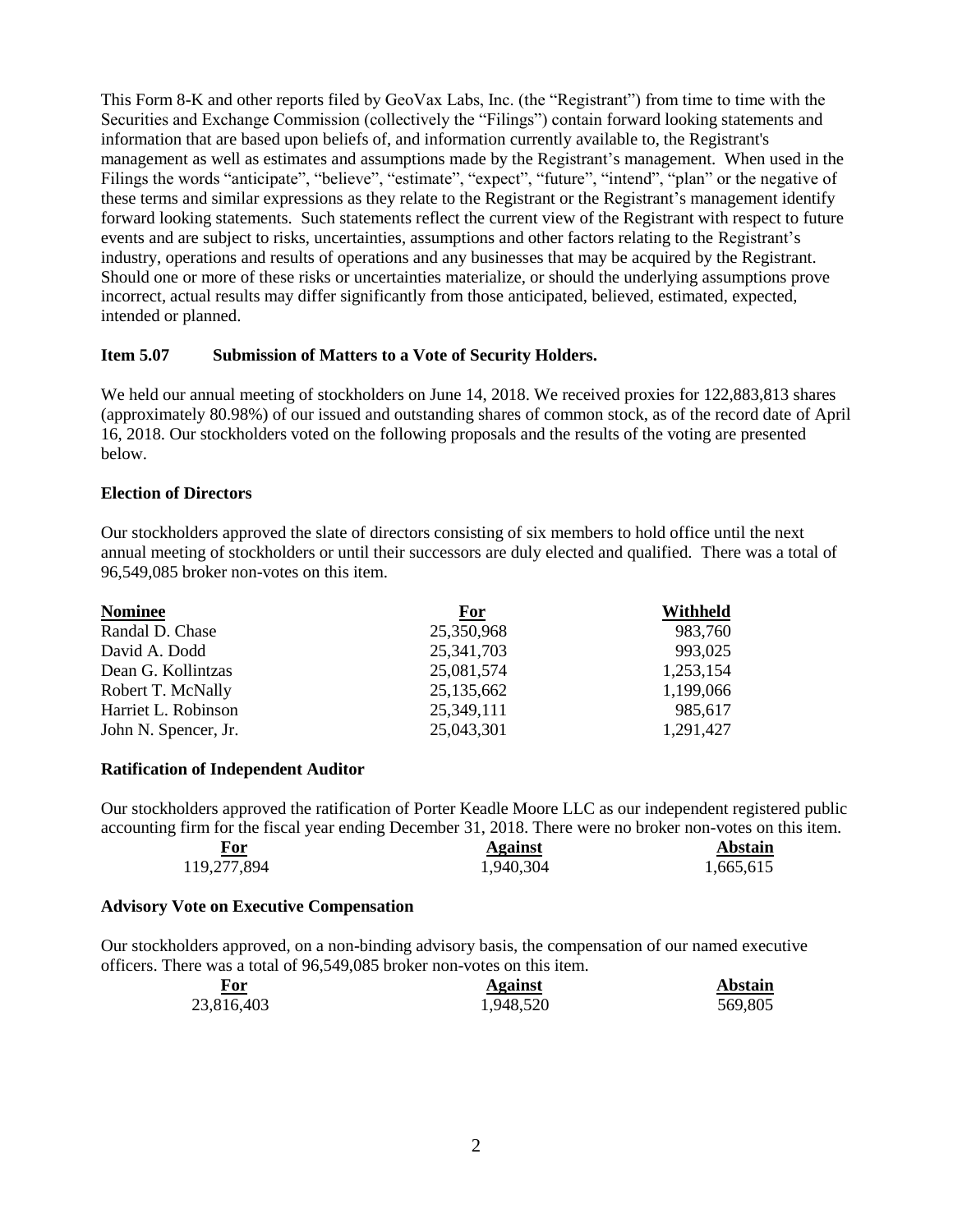This Form 8-K and other reports filed by GeoVax Labs, Inc. (the "Registrant") from time to time with the Securities and Exchange Commission (collectively the "Filings") contain forward looking statements and information that are based upon beliefs of, and information currently available to, the Registrant's management as well as estimates and assumptions made by the Registrant's management. When used in the Filings the words "anticipate", "believe", "estimate", "expect", "future", "intend", "plan" or the negative of these terms and similar expressions as they relate to the Registrant or the Registrant's management identify forward looking statements. Such statements reflect the current view of the Registrant with respect to future events and are subject to risks, uncertainties, assumptions and other factors relating to the Registrant's industry, operations and results of operations and any businesses that may be acquired by the Registrant. Should one or more of these risks or uncertainties materialize, or should the underlying assumptions prove incorrect, actual results may differ significantly from those anticipated, believed, estimated, expected, intended or planned.

**Item 5.07 Submission of Matters to a Vote of Security Holders.**

We held our annual meeting of stockholders on June 14, 2018. We received proxies for 122,883,813 shares (approximately 80.98%) of our issued and outstanding shares of common stock, as of the record date of April 16, 2018. Our stockholders voted on the following proposals and the results of the voting are presented below.

**Election of Directors**

Our stockholders approved the slate of directors consisting of six members to hold office until the next annual meeting of stockholders or until their successors are duly elected and qualified. There was a total of 96,549,085 broker non-votes on this item.

| Nominee | For | Withheld |
|---|---|---|
| Randal D. Chase | 25,350,968 | 983,760 |
| David A. Dodd | 25,341,703 | 993,025 |
| Dean G. Kollintzas | 25,081,574 | 1,253,154 |
| Robert T. McNally | 25,135,662 | 1,199,066 |
| Harriet L. Robinson | 25,349,111 | 985,617 |
| John N. Spencer, Jr. | 25,043,301 | 1,291,427 |

**Ratification of Independent Auditor**

Our stockholders approved the ratification of Porter Keadle Moore LLC as our independent registered public accounting firm for the fiscal year ending December 31, 2018. There were no broker non-votes on this item.

| For | Against | Abstain |
|---|---|---|
| 119,277,894 | 1,940,304 | 1,665,615 |

**Advisory Vote on Executive Compensation**

Our stockholders approved, on a non-binding advisory basis, the compensation of our named executive officers. There was a total of 96,549,085 broker non-votes on this item.

| For | Against | Abstain |
|---|---|---|
| 23,816,403 | 1,948,520 | 569,805 |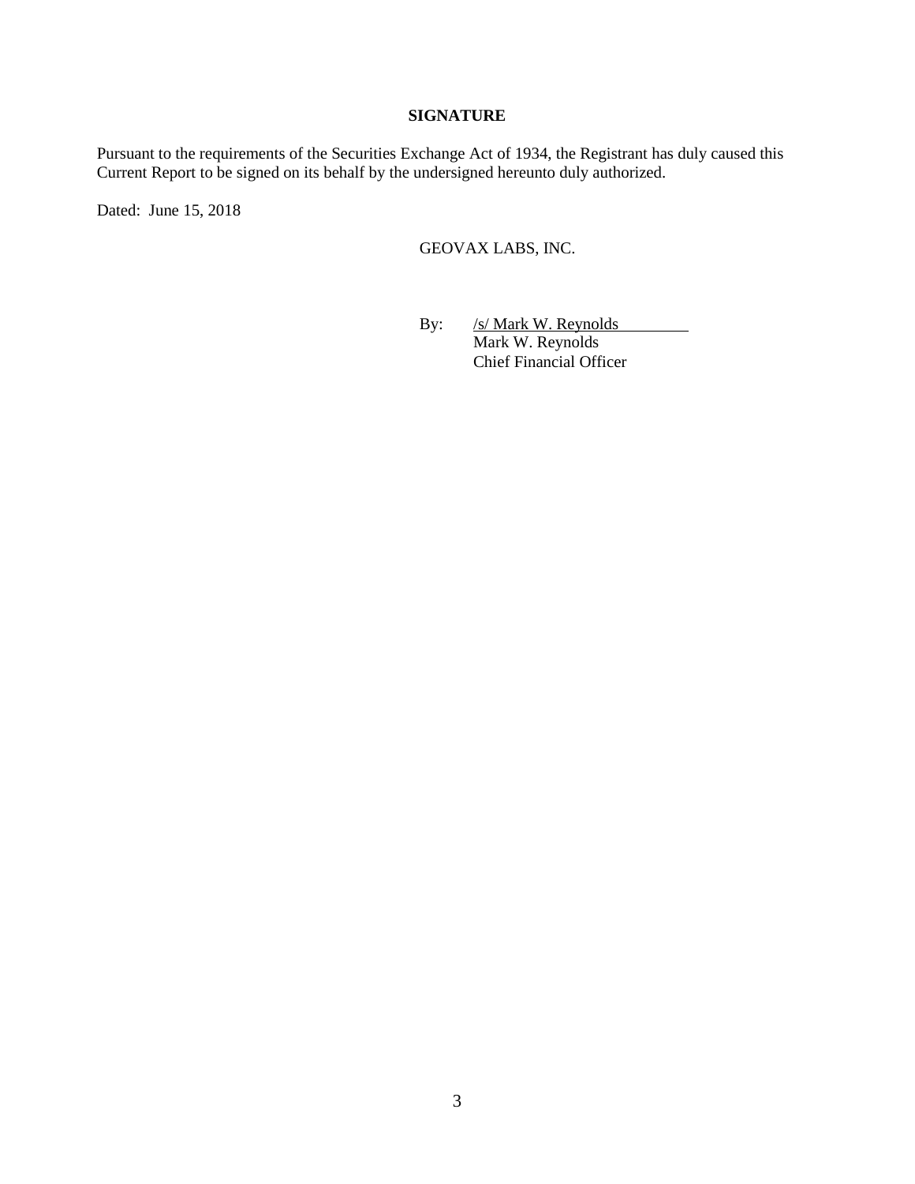**SIGNATURE**

Pursuant to the requirements of the Securities Exchange Act of 1934, the Registrant has duly caused this Current Report to be signed on its behalf by the undersigned hereunto duly authorized.

Dated: June 15, 2018

GEOVAX LABS, INC.

By: /s/ Mark W. Reynolds
Mark W. Reynolds
Chief Financial Officer